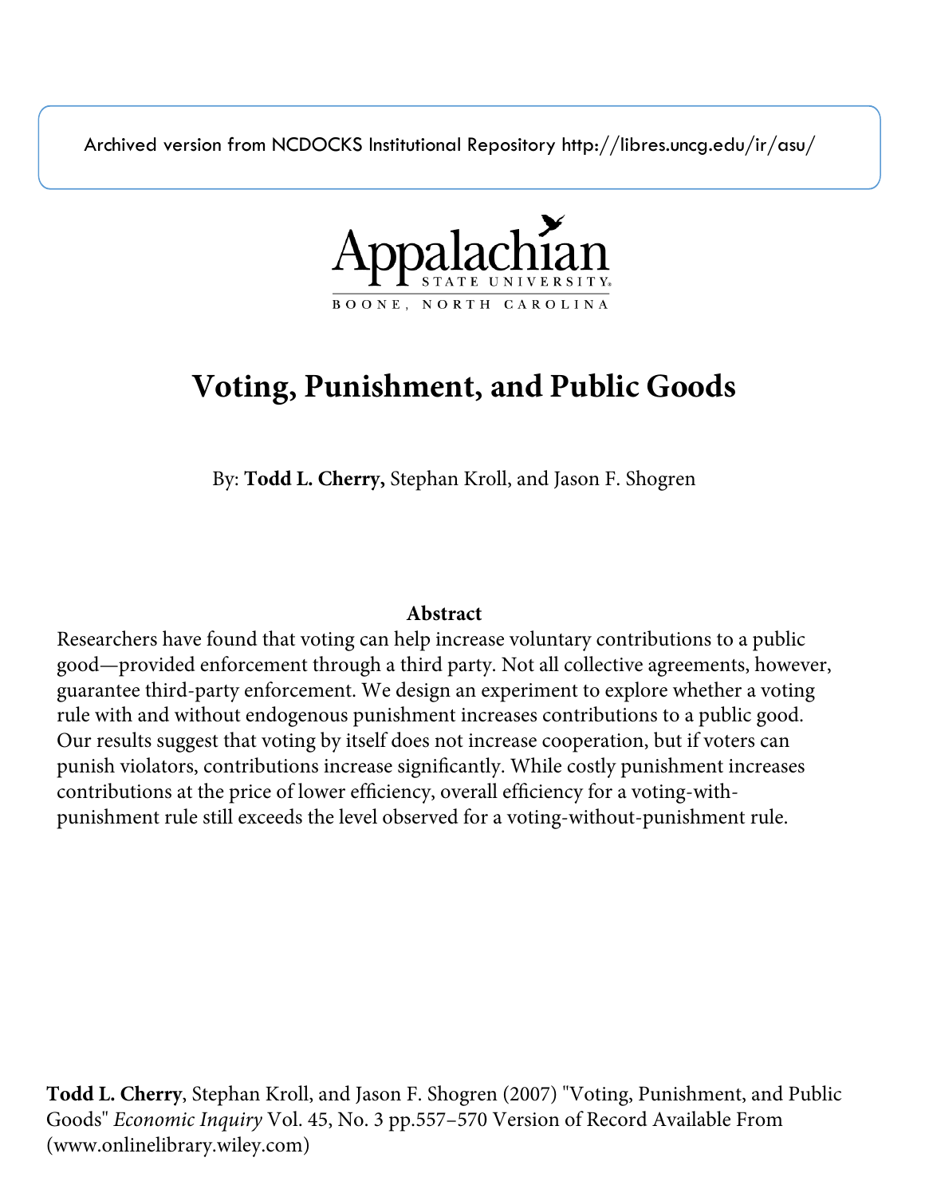Archived version from NCDOCKS Institutional Repository http://libres.uncg.edu/ir/asu/

Appalachian STATE UNIVERSITY
BOONE, NORTH CAROLINA

# Voting, Punishment, and Public Goods

By: **Todd L. Cherry,** Stephan Kroll, and Jason F. Shogren

## Abstract

Researchers have found that voting can help increase voluntary contributions to a public good—provided enforcement through a third party. Not all collective agreements, however, guarantee third-party enforcement. We design an experiment to explore whether a voting rule with and without endogenous punishment increases contributions to a public good. Our results suggest that voting by itself does not increase cooperation, but if voters can punish violators, contributions increase significantly. While costly punishment increases contributions at the price of lower efficiency, overall efficiency for a voting-with-punishment rule still exceeds the level observed for a voting-without-punishment rule.

**Todd L. Cherry**, Stephan Kroll, and Jason F. Shogren (2007) "Voting, Punishment, and Public Goods" *Economic Inquiry* Vol. 45, No. 3 pp.557–570 Version of Record Available From (www.onlinelibrary.wiley.com)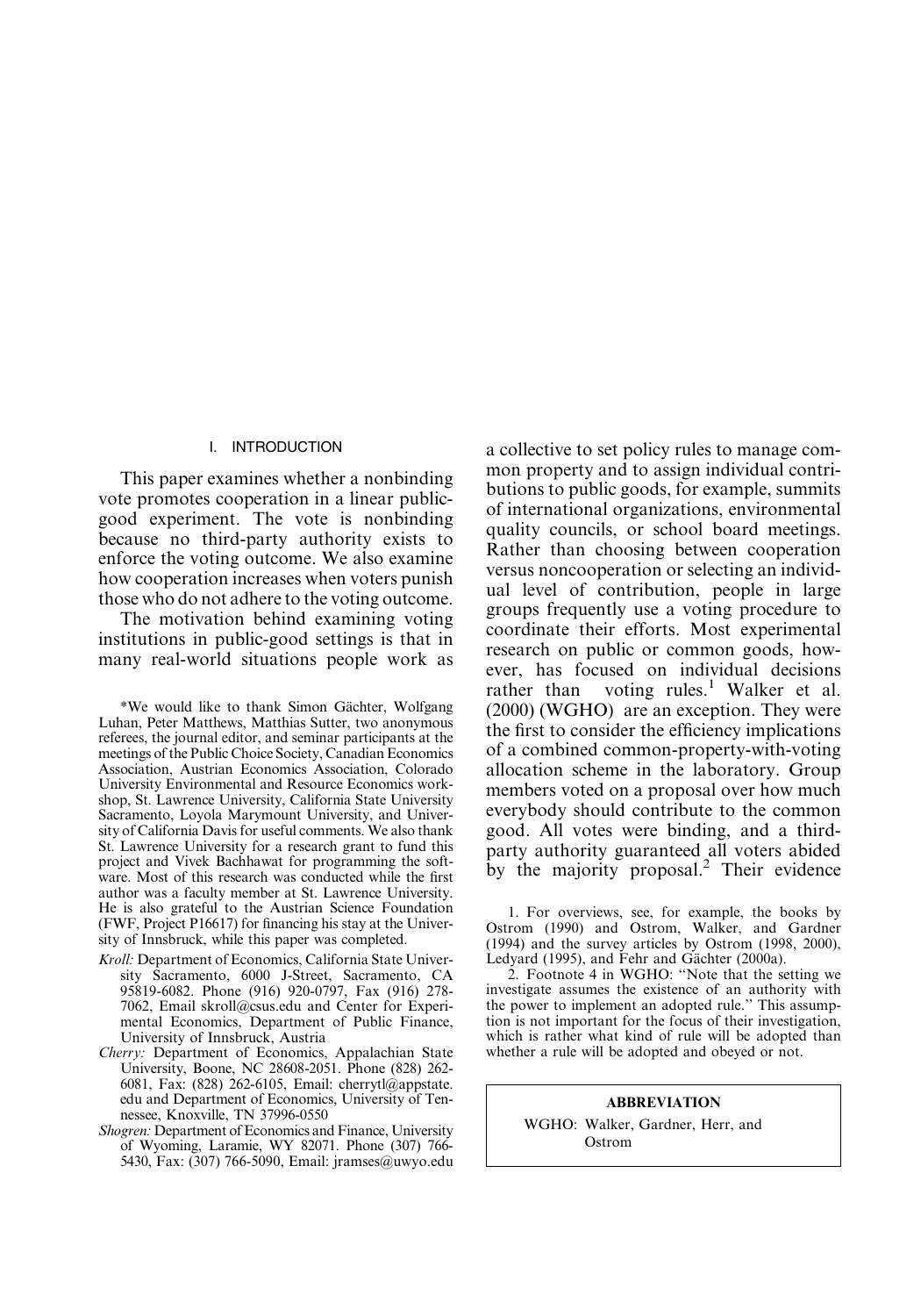## I. INTRODUCTION

This paper examines whether a nonbinding vote promotes cooperation in a linear public-good experiment. The vote is nonbinding because no third-party authority exists to enforce the voting outcome. We also examine how cooperation increases when voters punish those who do not adhere to the voting outcome.

The motivation behind examining voting institutions in public-good settings is that in many real-world situations people work as a collective to set policy rules to manage common property and to assign individual contributions to public goods, for example, summits of international organizations, environmental quality councils, or school board meetings. Rather than choosing between cooperation versus noncooperation or selecting an individual level of contribution, people in large groups frequently use a voting procedure to coordinate their efforts. Most experimental research on public or common goods, however, has focused on individual decisions rather than voting rules.[1] Walker et al. (2000) (WGHO) are an exception. They were the first to consider the efficiency implications of a combined common-property-with-voting allocation scheme in the laboratory. Group members voted on a proposal over how much everybody should contribute to the common good. All votes were binding, and a third-party authority guaranteed all voters abided by the majority proposal.[2] Their evidence

*We would like to thank Simon Gächter, Wolfgang Luhan, Peter Matthews, Matthias Sutter, two anonymous referees, the journal editor, and seminar participants at the meetings of the Public Choice Society, Canadian Economics Association, Austrian Economics Association, Colorado University Environmental and Resource Economics workshop, St. Lawrence University, California State University Sacramento, Loyola Marymount University, and University of California Davis for useful comments. We also thank St. Lawrence University for a research grant to fund this project and Vivek Bachhawat for programming the software. Most of this research was conducted while the first author was a faculty member at St. Lawrence University. He is also grateful to the Austrian Science Foundation (FWF, Project P16617) for financing his stay at the University of Innsbruck, while this paper was completed.

*Kroll:* Department of Economics, California State University Sacramento, 6000 J-Street, Sacramento, CA 95819-6082. Phone (916) 920-0797, Fax (916) 278-7062, Email skroll@csus.edu and Center for Experimental Economics, Department of Public Finance, University of Innsbruck, Austria

*Cherry:* Department of Economics, Appalachian State University, Boone, NC 28608-2051. Phone (828) 262-6081, Fax: (828) 262-6105, Email: cherrytl@appstate.edu and Department of Economics, University of Tennessee, Knoxville, TN 37996-0550

*Shogren:* Department of Economics and Finance, University of Wyoming, Laramie, WY 82071. Phone (307) 766-5430, Fax: (307) 766-5090, Email: jramses@uwyo.edu

1. For overviews, see, for example, the books by Ostrom (1990) and Ostrom, Walker, and Gardner (1994) and the survey articles by Ostrom (1998, 2000), Ledyard (1995), and Fehr and Gächter (2000a).

2. Footnote 4 in WGHO: "Note that the setting we investigate assumes the existence of an authority with the power to implement an adopted rule." This assumption is not important for the focus of their investigation, which is rather what kind of rule will be adopted than whether a rule will be adopted and obeyed or not.

**ABBREVIATION**

WGHO: Walker, Gardner, Herr, and Ostrom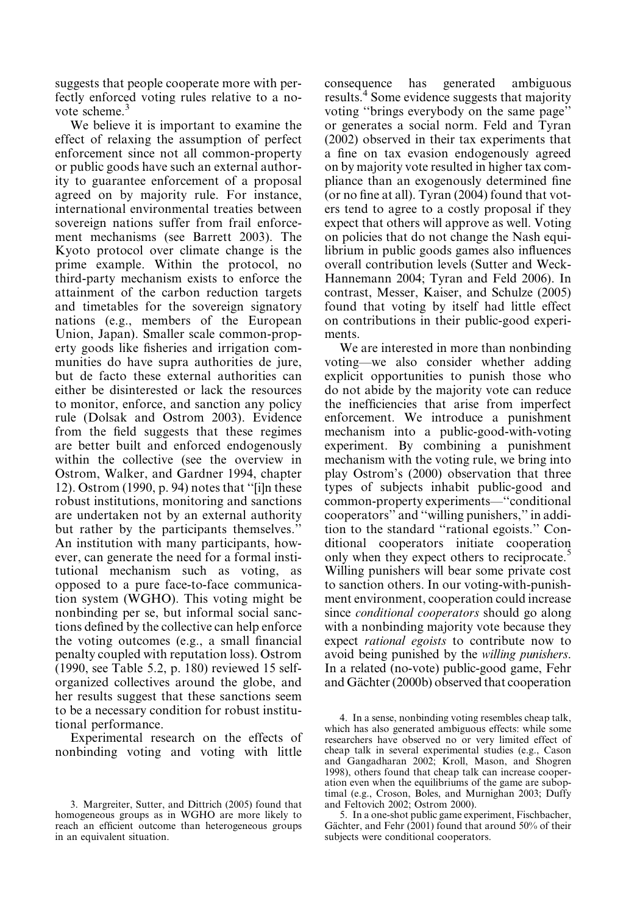suggests that people cooperate more with perfectly enforced voting rules relative to a no-vote scheme.[3]

We believe it is important to examine the effect of relaxing the assumption of perfect enforcement since not all common-property or public goods have such an external authority to guarantee enforcement of a proposal agreed on by majority rule. For instance, international environmental treaties between sovereign nations suffer from frail enforcement mechanisms (see Barrett 2003). The Kyoto protocol over climate change is the prime example. Within the protocol, no third-party mechanism exists to enforce the attainment of the carbon reduction targets and timetables for the sovereign signatory nations (e.g., members of the European Union, Japan). Smaller scale common-property goods like fisheries and irrigation communities do have supra authorities de jure, but de facto these external authorities can either be disinterested or lack the resources to monitor, enforce, and sanction any policy rule (Dolsak and Ostrom 2003). Evidence from the field suggests that these regimes are better built and enforced endogenously within the collective (see the overview in Ostrom, Walker, and Gardner 1994, chapter 12). Ostrom (1990, p. 94) notes that "[i]n these robust institutions, monitoring and sanctions are undertaken not by an external authority but rather by the participants themselves." An institution with many participants, however, can generate the need for a formal institutional mechanism such as voting, as opposed to a pure face-to-face communication system (WGHO). This voting might be nonbinding per se, but informal social sanctions defined by the collective can help enforce the voting outcomes (e.g., a small financial penalty coupled with reputation loss). Ostrom (1990, see Table 5.2, p. 180) reviewed 15 self-organized collectives around the globe, and her results suggest that these sanctions seem to be a necessary condition for robust institutional performance.

Experimental research on the effects of nonbinding voting and voting with little consequence has generated ambiguous results.[4] Some evidence suggests that majority voting "brings everybody on the same page" or generates a social norm. Feld and Tyran (2002) observed in their tax experiments that a fine on tax evasion endogenously agreed on by majority vote resulted in higher tax compliance than an exogenously determined fine (or no fine at all). Tyran (2004) found that voters tend to agree to a costly proposal if they expect that others will approve as well. Voting on policies that do not change the Nash equilibrium in public goods games also influences overall contribution levels (Sutter and Weck-Hannemann 2004; Tyran and Feld 2006). In contrast, Messer, Kaiser, and Schulze (2005) found that voting by itself had little effect on contributions in their public-good experiments.

We are interested in more than nonbinding voting—we also consider whether adding explicit opportunities to punish those who do not abide by the majority vote can reduce the inefficiencies that arise from imperfect enforcement. We introduce a punishment mechanism into a public-good-with-voting experiment. By combining a punishment mechanism with the voting rule, we bring into play Ostrom's (2000) observation that three types of subjects inhabit public-good and common-property experiments—"conditional cooperators" and "willing punishers," in addition to the standard "rational egoists." Conditional cooperators initiate cooperation only when they expect others to reciprocate.[5] Willing punishers will bear some private cost to sanction others. In our voting-with-punishment environment, cooperation could increase since *conditional cooperators* should go along with a nonbinding majority vote because they expect *rational egoists* to contribute now to avoid being punished by the *willing punishers*. In a related (no-vote) public-good game, Fehr and Gächter (2000b) observed that cooperation

3. Margreiter, Sutter, and Dittrich (2005) found that homogeneous groups as in WGHO are more likely to reach an efficient outcome than heterogeneous groups in an equivalent situation.

4. In a sense, nonbinding voting resembles cheap talk, which has also generated ambiguous effects: while some researchers have observed no or very limited effect of cheap talk in several experimental studies (e.g., Cason and Gangadharan 2002; Kroll, Mason, and Shogren 1998), others found that cheap talk can increase cooperation even when the equilibriums of the game are suboptimal (e.g., Croson, Boles, and Murnighan 2003; Duffy and Feltovich 2002; Ostrom 2000).

5. In a one-shot public game experiment, Fischbacher, Gächter, and Fehr (2001) found that around 50% of their subjects were conditional cooperators.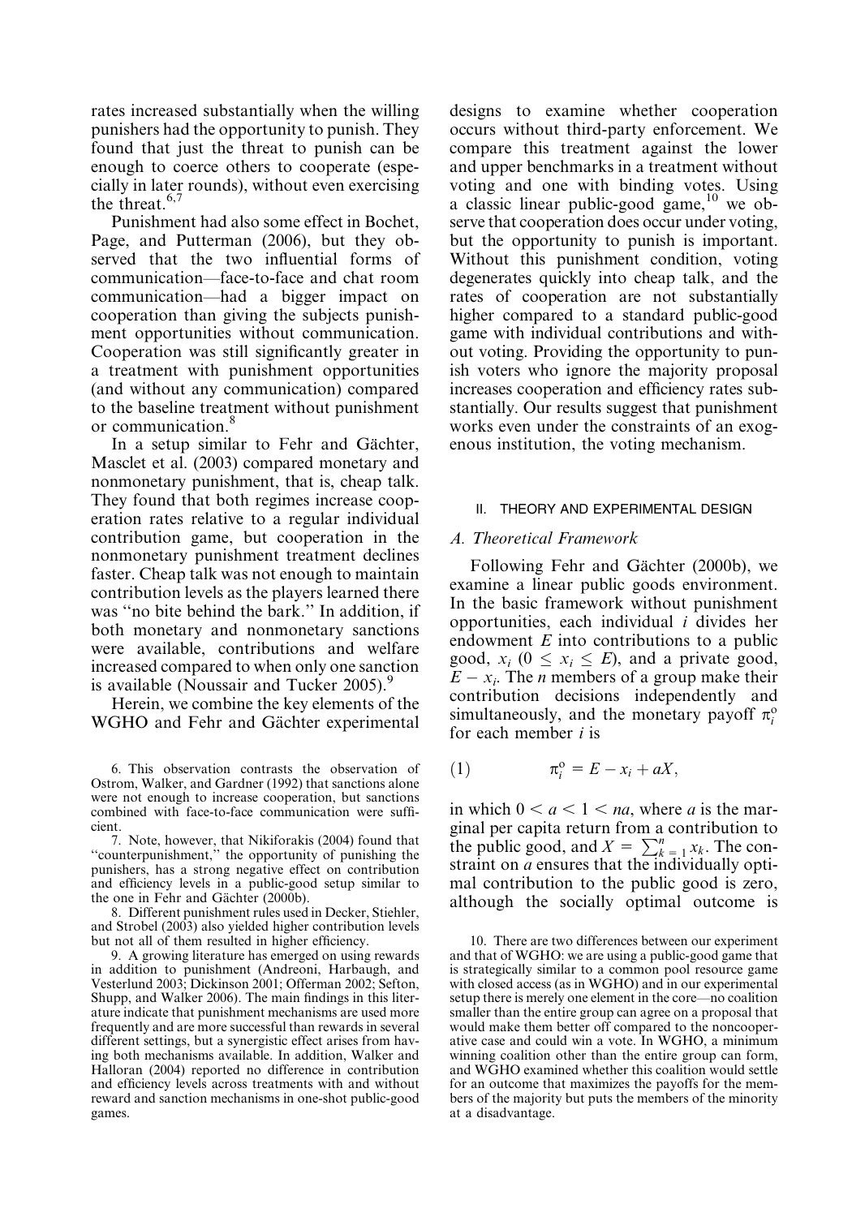rates increased substantially when the willing punishers had the opportunity to punish. They found that just the threat to punish can be enough to coerce others to cooperate (especially in later rounds), without even exercising the threat.[6,7]

Punishment had also some effect in Bochet, Page, and Putterman (2006), but they observed that the two influential forms of communication—face-to-face and chat room communication—had a bigger impact on cooperation than giving the subjects punishment opportunities without communication. Cooperation was still significantly greater in a treatment with punishment opportunities (and without any communication) compared to the baseline treatment without punishment or communication.[8]

In a setup similar to Fehr and Gächter, Masclet et al. (2003) compared monetary and nonmonetary punishment, that is, cheap talk. They found that both regimes increase cooperation rates relative to a regular individual contribution game, but cooperation in the nonmonetary punishment treatment declines faster. Cheap talk was not enough to maintain contribution levels as the players learned there was "no bite behind the bark." In addition, if both monetary and nonmonetary sanctions were available, contributions and welfare increased compared to when only one sanction is available (Noussair and Tucker 2005).[9]

Herein, we combine the key elements of the WGHO and Fehr and Gächter experimental designs to examine whether cooperation occurs without third-party enforcement. We compare this treatment against the lower and upper benchmarks in a treatment without voting and one with binding votes. Using a classic linear public-good game,[10] we observe that cooperation does occur under voting, but the opportunity to punish is important. Without this punishment condition, voting degenerates quickly into cheap talk, and the rates of cooperation are not substantially higher compared to a standard public-good game with individual contributions and without voting. Providing the opportunity to punish voters who ignore the majority proposal increases cooperation and efficiency rates substantially. Our results suggest that punishment works even under the constraints of an exogenous institution, the voting mechanism.

## II. THEORY AND EXPERIMENTAL DESIGN

### *A. Theoretical Framework*

Following Fehr and Gächter (2000b), we examine a linear public goods environment. In the basic framework without punishment opportunities, each individual $i$ divides her endowment $E$ into contributions to a public good, $x_i$ ($0 \leq x_i \leq E$), and a private good, $E - x_i$. The $n$ members of a group make their contribution decisions independently and simultaneously, and the monetary payoff $\pi_i^o$ for each member $i$ is

$$\pi_i^o = E - x_i + aX, \tag{1}$$

in which $0 < a < 1 < na$, where $a$ is the marginal per capita return from a contribution to the public good, and $X = \sum_{k=1}^{n} x_k$. The constraint on $a$ ensures that the individually optimal contribution to the public good is zero, although the socially optimal outcome is

---

6. This observation contrasts the observation of Ostrom, Walker, and Gardner (1992) that sanctions alone were not enough to increase cooperation, but sanctions combined with face-to-face communication were sufficient.

7. Note, however, that Nikiforakis (2004) found that "counterpunishment," the opportunity of punishing the punishers, has a strong negative effect on contribution and efficiency levels in a public-good setup similar to the one in Fehr and Gächter (2000b).

8. Different punishment rules used in Decker, Stiehler, and Strobel (2003) also yielded higher contribution levels but not all of them resulted in higher efficiency.

9. A growing literature has emerged on using rewards in addition to punishment (Andreoni, Harbaugh, and Vesterlund 2003; Dickinson 2001; Offerman 2002; Sefton, Shupp, and Walker 2006). The main findings in this literature indicate that punishment mechanisms are used more frequently and are more successful than rewards in several different settings, but a synergistic effect arises from having both mechanisms available. In addition, Walker and Halloran (2004) reported no difference in contribution and efficiency levels across treatments with and without reward and sanction mechanisms in one-shot public-good games.

10. There are two differences between our experiment and that of WGHO: we are using a public-good game that is strategically similar to a common pool resource game with closed access (as in WGHO) and in our experimental setup there is merely one element in the core—no coalition smaller than the entire group can agree on a proposal that would make them better off compared to the noncooperative case and could win a vote. In WGHO, a minimum winning coalition other than the entire group can form, and WGHO examined whether this coalition would settle for an outcome that maximizes the payoffs for the members of the majority but puts the members of the minority at a disadvantage.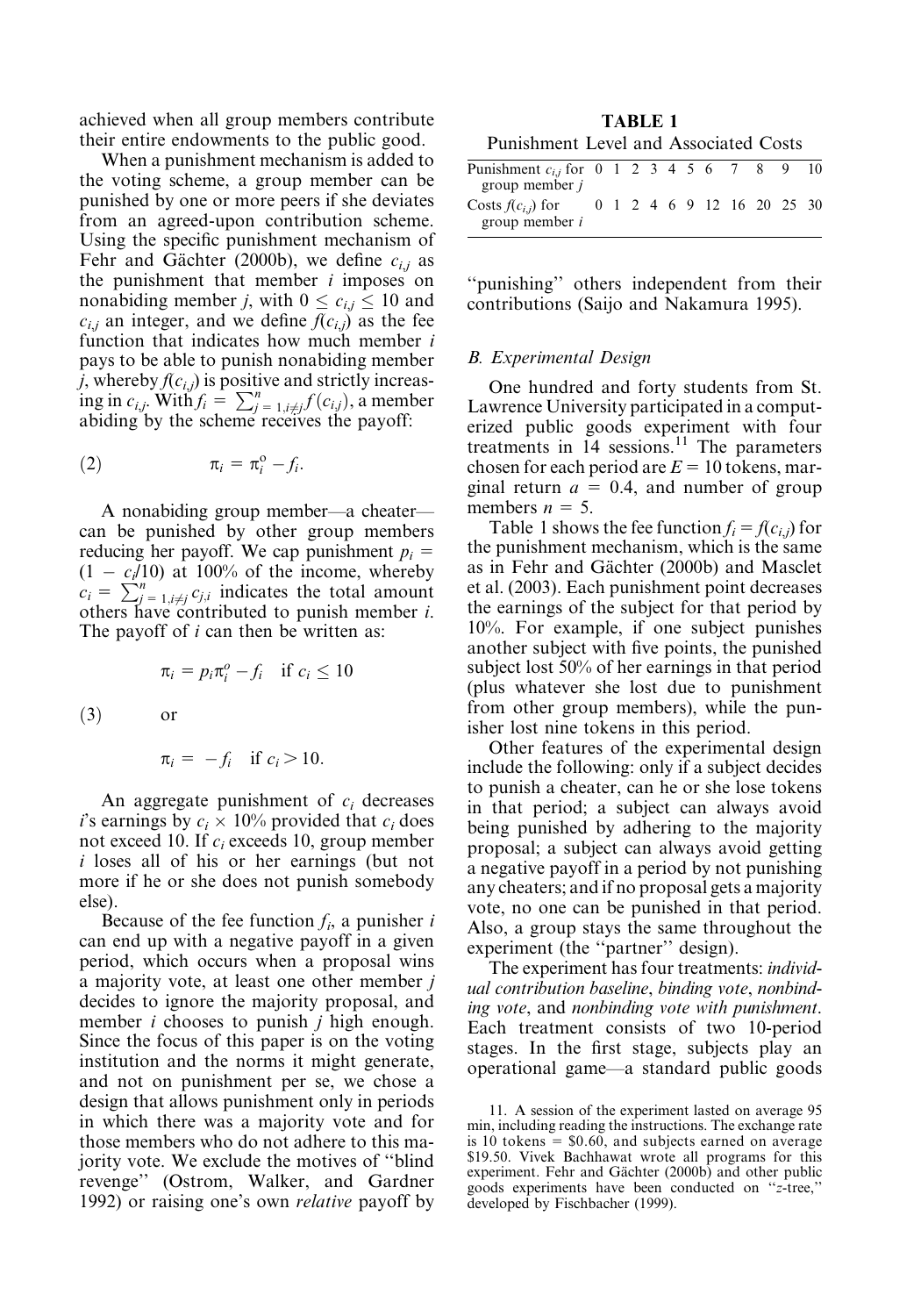achieved when all group members contribute their entire endowments to the public good.

When a punishment mechanism is added to the voting scheme, a group member can be punished by one or more peers if she deviates from an agreed-upon contribution scheme. Using the specific punishment mechanism of Fehr and Gächter (2000b), we define $c_{i,j}$ as the punishment that member $i$ imposes on nonabiding member $j$, with $0 \leq c_{i,j} \leq 10$ and $c_{i,j}$ an integer, and we define $f(c_{i,j})$ as the fee function that indicates how much member $i$ pays to be able to punish nonabiding member $j$, whereby $f(c_{i,j})$ is positive and strictly increasing in $c_{i,j}$. With $f_i = \sum_{j=1, i \neq j}^{n} f(c_{i,j})$, a member abiding by the scheme receives the payoff:

$$\pi_i = \pi_i^o - f_i. \tag{2}$$

A nonabiding group member—a cheater—can be punished by other group members reducing her payoff. We cap punishment $p_i = (1 - c_i/10)$ at 100% of the income, whereby $c_i = \sum_{j=1, i \neq j}^{n} c_{j,i}$ indicates the total amount others have contributed to punish member $i$. The payoff of $i$ can then be written as:

$$(3) \qquad \begin{aligned} \pi_i &= p_i \pi_i^o - f_i \quad \text{if } c_i \leq 10 \\ &\text{or} \\ \pi_i &= -f_i \quad \text{if } c_i > 10. \end{aligned}$$

An aggregate punishment of $c_i$ decreases $i$'s earnings by $c_i \times 10\%$ provided that $c_i$ does not exceed 10. If $c_i$ exceeds 10, group member $i$ loses all of his or her earnings (but not more if he or she does not punish somebody else).

Because of the fee function $f_i$, a punisher $i$ can end up with a negative payoff in a given period, which occurs when a proposal wins a majority vote, at least one other member $j$ decides to ignore the majority proposal, and member $i$ chooses to punish $j$ high enough. Since the focus of this paper is on the voting institution and the norms it might generate, and not on punishment per se, we chose a design that allows punishment only in periods in which there was a majority vote and for those members who do not adhere to this majority vote. We exclude the motives of "blind revenge" (Ostrom, Walker, and Gardner 1992) or raising one's own *relative* payoff by "punishing" others independent from their contributions (Saijo and Nakamura 1995).

**TABLE 1**

Punishment Level and Associated Costs

| Punishment $c_{i,j}$ for group member $j$ | 0 | 1 | 2 | 3 | 4 | 5 | 6 | 7 | 8 | 9 | 10 |
|---|---|---|---|---|---|---|---|---|---|---|---|
| Costs $f(c_{i,j})$ for group member $i$ | 0 | 1 | 2 | 4 | 6 | 9 | 12 | 16 | 20 | 25 | 30 |

### B. Experimental Design

One hundred and forty students from St. Lawrence University participated in a computerized public goods experiment with four treatments in 14 sessions.[11] The parameters chosen for each period are $E = 10$ tokens, marginal return $a = 0.4$, and number of group members $n = 5$.

Table 1 shows the fee function $f_i = f(c_{i,j})$ for the punishment mechanism, which is the same as in Fehr and Gächter (2000b) and Masclet et al. (2003). Each punishment point decreases the earnings of the subject for that period by 10%. For example, if one subject punishes another subject with five points, the punished subject lost 50% of her earnings in that period (plus whatever she lost due to punishment from other group members), while the punisher lost nine tokens in this period.

Other features of the experimental design include the following: only if a subject decides to punish a cheater, can he or she lose tokens in that period; a subject can always avoid being punished by adhering to the majority proposal; a subject can always avoid getting a negative payoff in a period by not punishing any cheaters; and if no proposal gets a majority vote, no one can be punished in that period. Also, a group stays the same throughout the experiment (the "partner" design).

The experiment has four treatments: *individual contribution baseline*, *binding vote*, *nonbinding vote*, and *nonbinding vote with punishment*. Each treatment consists of two 10-period stages. In the first stage, subjects play an operational game—a standard public goods

11. A session of the experiment lasted on average 95 min, including reading the instructions. The exchange rate is 10 tokens = \$0.60, and subjects earned on average \$19.50. Vivek Bachhawat wrote all programs for this experiment. Fehr and Gächter (2000b) and other public goods experiments have been conducted on "z-tree," developed by Fischbacher (1999).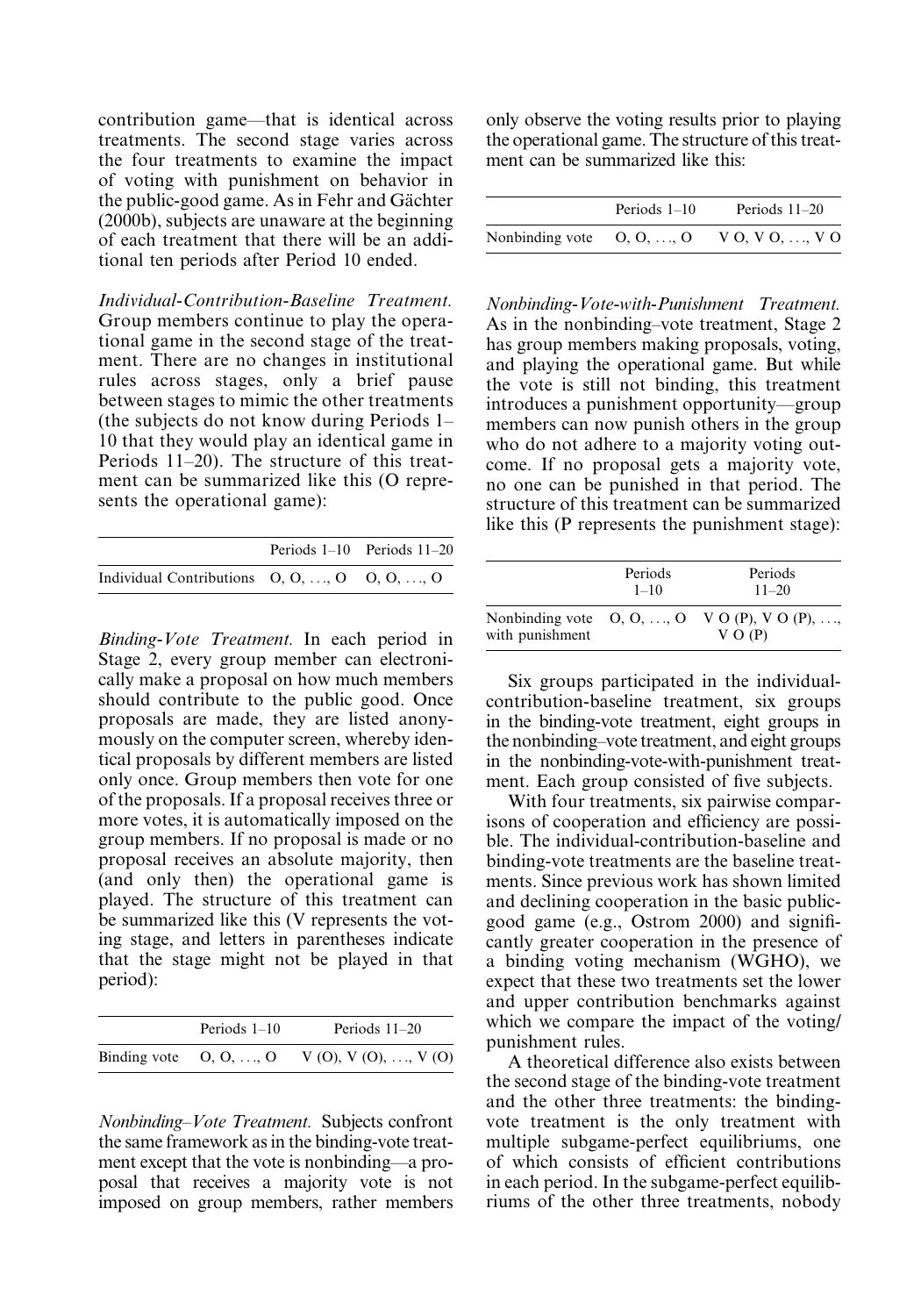contribution game—that is identical across treatments. The second stage varies across the four treatments to examine the impact of voting with punishment on behavior in the public-good game. As in Fehr and Gächter (2000b), subjects are unaware at the beginning of each treatment that there will be an additional ten periods after Period 10 ended.

*Individual-Contribution-Baseline Treatment.* Group members continue to play the operational game in the second stage of the treatment. There are no changes in institutional rules across stages, only a brief pause between stages to mimic the other treatments (the subjects do not know during Periods 1–10 that they would play an identical game in Periods 11–20). The structure of this treatment can be summarized like this (O represents the operational game):

| | Periods 1–10 | Periods 11–20 |
|---|---|---|
| Individual Contributions | O, O, …, O | O, O, …, O |

*Binding-Vote Treatment.* In each period in Stage 2, every group member can electronically make a proposal on how much members should contribute to the public good. Once proposals are made, they are listed anonymously on the computer screen, whereby identical proposals by different members are listed only once. Group members then vote for one of the proposals. If a proposal receives three or more votes, it is automatically imposed on the group members. If no proposal is made or no proposal receives an absolute majority, then (and only then) the operational game is played. The structure of this treatment can be summarized like this (V represents the voting stage, and letters in parentheses indicate that the stage might not be played in that period):

| | Periods 1–10 | Periods 11–20 |
|---|---|---|
| Binding vote | O, O, …, O | V (O), V (O), …, V (O) |

*Nonbinding–Vote Treatment.* Subjects confront the same framework as in the binding-vote treatment except that the vote is nonbinding—a proposal that receives a majority vote is not imposed on group members, rather members only observe the voting results prior to playing the operational game. The structure of this treatment can be summarized like this:

| | Periods 1–10 | Periods 11–20 |
|---|---|---|
| Nonbinding vote | O, O, …, O | V O, V O, …, V O |

*Nonbinding-Vote-with-Punishment Treatment.* As in the nonbinding–vote treatment, Stage 2 has group members making proposals, voting, and playing the operational game. But while the vote is still not binding, this treatment introduces a punishment opportunity—group members can now punish others in the group who do not adhere to a majority voting outcome. If no proposal gets a majority vote, no one can be punished in that period. The structure of this treatment can be summarized like this (P represents the punishment stage):

| | Periods 1–10 | Periods 11–20 |
|---|---|---|
| Nonbinding vote with punishment | O, O, …, O | V O (P), V O (P), …, V O (P) |

Six groups participated in the individual-contribution-baseline treatment, six groups in the binding-vote treatment, eight groups in the nonbinding–vote treatment, and eight groups in the nonbinding-vote-with-punishment treatment. Each group consisted of five subjects.

With four treatments, six pairwise comparisons of cooperation and efficiency are possible. The individual-contribution-baseline and binding-vote treatments are the baseline treatments. Since previous work has shown limited and declining cooperation in the basic public-good game (e.g., Ostrom 2000) and significantly greater cooperation in the presence of a binding voting mechanism (WGHO), we expect that these two treatments set the lower and upper contribution benchmarks against which we compare the impact of the voting/punishment rules.

A theoretical difference also exists between the second stage of the binding-vote treatment and the other three treatments: the binding-vote treatment is the only treatment with multiple subgame-perfect equilibriums, one of which consists of efficient contributions in each period. In the subgame-perfect equilibriums of the other three treatments, nobody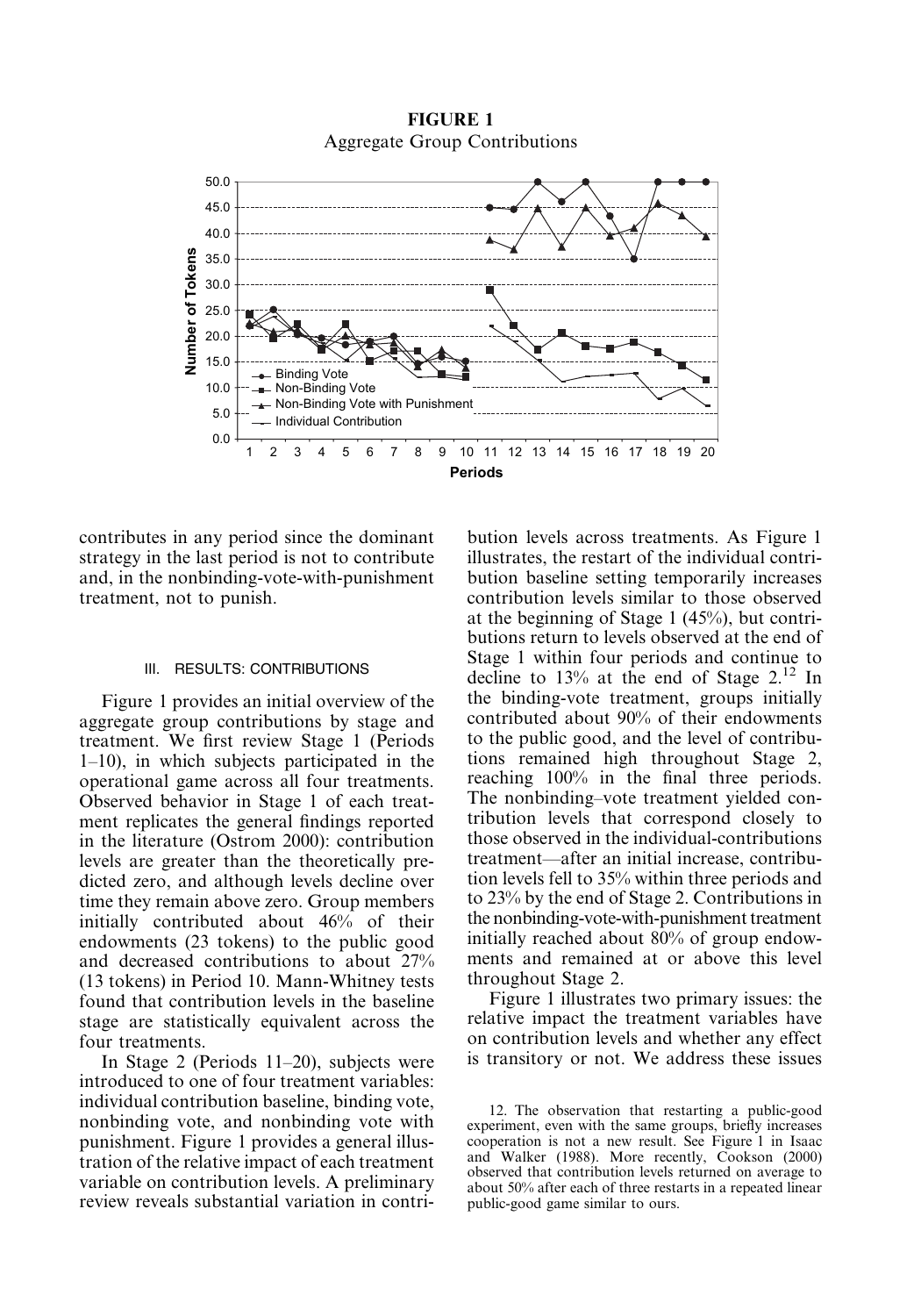**FIGURE 1**
Aggregate Group Contributions

contributes in any period since the dominant strategy in the last period is not to contribute and, in the nonbinding-vote-with-punishment treatment, not to punish.

### III. RESULTS: CONTRIBUTIONS

Figure 1 provides an initial overview of the aggregate group contributions by stage and treatment. We first review Stage 1 (Periods 1–10), in which subjects participated in the operational game across all four treatments. Observed behavior in Stage 1 of each treatment replicates the general findings reported in the literature (Ostrom 2000): contribution levels are greater than the theoretically predicted zero, and although levels decline over time they remain above zero. Group members initially contributed about 46% of their endowments (23 tokens) to the public good and decreased contributions to about 27% (13 tokens) in Period 10. Mann-Whitney tests found that contribution levels in the baseline stage are statistically equivalent across the four treatments.

In Stage 2 (Periods 11–20), subjects were introduced to one of four treatment variables: individual contribution baseline, binding vote, nonbinding vote, and nonbinding vote with punishment. Figure 1 provides a general illustration of the relative impact of each treatment variable on contribution levels. A preliminary review reveals substantial variation in contribution levels across treatments. As Figure 1 illustrates, the restart of the individual contribution baseline setting temporarily increases contribution levels similar to those observed at the beginning of Stage 1 (45%), but contributions return to levels observed at the end of Stage 1 within four periods and continue to decline to 13% at the end of Stage 2.[12] In the binding-vote treatment, groups initially contributed about 90% of their endowments to the public good, and the level of contributions remained high throughout Stage 2, reaching 100% in the final three periods. The nonbinding–vote treatment yielded contribution levels that correspond closely to those observed in the individual-contributions treatment—after an initial increase, contribution levels fell to 35% within three periods and to 23% by the end of Stage 2. Contributions in the nonbinding-vote-with-punishment treatment initially reached about 80% of group endowments and remained at or above this level throughout Stage 2.

Figure 1 illustrates two primary issues: the relative impact the treatment variables have on contribution levels and whether any effect is transitory or not. We address these issues

12. The observation that restarting a public-good experiment, even with the same groups, briefly increases cooperation is not a new result. See Figure 1 in Isaac and Walker (1988). More recently, Cookson (2000) observed that contribution levels returned on average to about 50% after each of three restarts in a repeated linear public-good game similar to ours.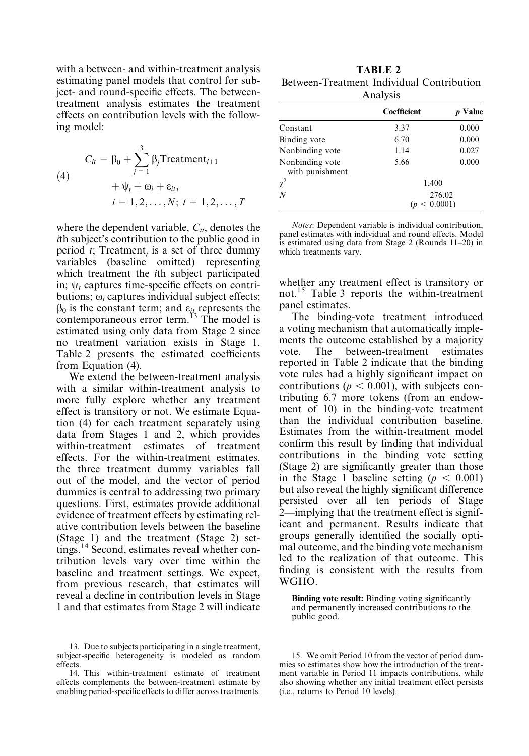with a between- and within-treatment analysis estimating panel models that control for subject- and round-specific effects. The between-treatment analysis estimates the treatment effects on contribution levels with the following model:

$$
\begin{aligned}
(4) \qquad C_{it} &= \beta_0 + \sum_{j=1}^{3} \beta_j \text{Treatment}_{j+1} \\
&\quad + \psi_t + \omega_i + \varepsilon_{it}, \\
&\quad i = 1, 2, \ldots, N; \; t = 1, 2, \ldots, T
\end{aligned}
$$

where the dependent variable, $C_{it}$, denotes the $i$th subject's contribution to the public good in period $t$; Treatment$_j$ is a set of three dummy variables (baseline omitted) representing which treatment the $i$th subject participated in; $\psi_t$ captures time-specific effects on contributions; $\omega_i$ captures individual subject effects; $\beta_0$ is the constant term; and $\varepsilon_{it}$ represents the contemporaneous error term.[13] The model is estimated using only data from Stage 2 since no treatment variation exists in Stage 1. Table 2 presents the estimated coefficients from Equation (4).

We extend the between-treatment analysis with a similar within-treatment analysis to more fully explore whether any treatment effect is transitory or not. We estimate Equation (4) for each treatment separately using data from Stages 1 and 2, which provides within-treatment estimates of treatment effects. For the within-treatment estimates, the three treatment dummy variables fall out of the model, and the vector of period dummies is central to addressing two primary questions. First, estimates provide additional evidence of treatment effects by estimating relative contribution levels between the baseline (Stage 1) and the treatment (Stage 2) settings.[14] Second, estimates reveal whether contribution levels vary over time within the baseline and treatment settings. We expect, from previous research, that estimates will reveal a decline in contribution levels in Stage 1 and that estimates from Stage 2 will indicate whether any treatment effect is transitory or not.[15] Table 3 reports the within-treatment panel estimates.

**TABLE 2**
Between-Treatment Individual Contribution Analysis

| | Coefficient | $p$ Value |
|---|---|---|
| Constant | 3.37 | 0.000 |
| Binding vote | 6.70 | 0.000 |
| Nonbinding vote | 1.14 | 0.027 |
| Nonbinding vote with punishment | 5.66 | 0.000 |
| $\chi^2$ | 1,400 | |
| $N$ | 276.02 ($p < 0.0001$) | |

*Notes*: Dependent variable is individual contribution, panel estimates with individual and round effects. Model is estimated using data from Stage 2 (Rounds 11–20) in which treatments vary.

The binding-vote treatment introduced a voting mechanism that automatically implements the outcome established by a majority vote. The between-treatment estimates reported in Table 2 indicate that the binding vote rules had a highly significant impact on contributions ($p < 0.001$), with subjects contributing 6.7 more tokens (from an endowment of 10) in the binding-vote treatment than the individual contribution baseline. Estimates from the within-treatment model confirm this result by finding that individual contributions in the binding vote setting (Stage 2) are significantly greater than those in the Stage 1 baseline setting ($p < 0.001$) but also reveal the highly significant difference persisted over all ten periods of Stage 2—implying that the treatment effect is significant and permanent. Results indicate that groups generally identified the socially optimal outcome, and the binding vote mechanism led to the realization of that outcome. This finding is consistent with the results from WGHO.

**Binding vote result:** Binding voting significantly and permanently increased contributions to the public good.

13. Due to subjects participating in a single treatment, subject-specific heterogeneity is modeled as random effects.

14. This within-treatment estimate of treatment effects complements the between-treatment estimate by enabling period-specific effects to differ across treatments.

15. We omit Period 10 from the vector of period dummies so estimates show how the introduction of the treatment variable in Period 11 impacts contributions, while also showing whether any initial treatment effect persists (i.e., returns to Period 10 levels).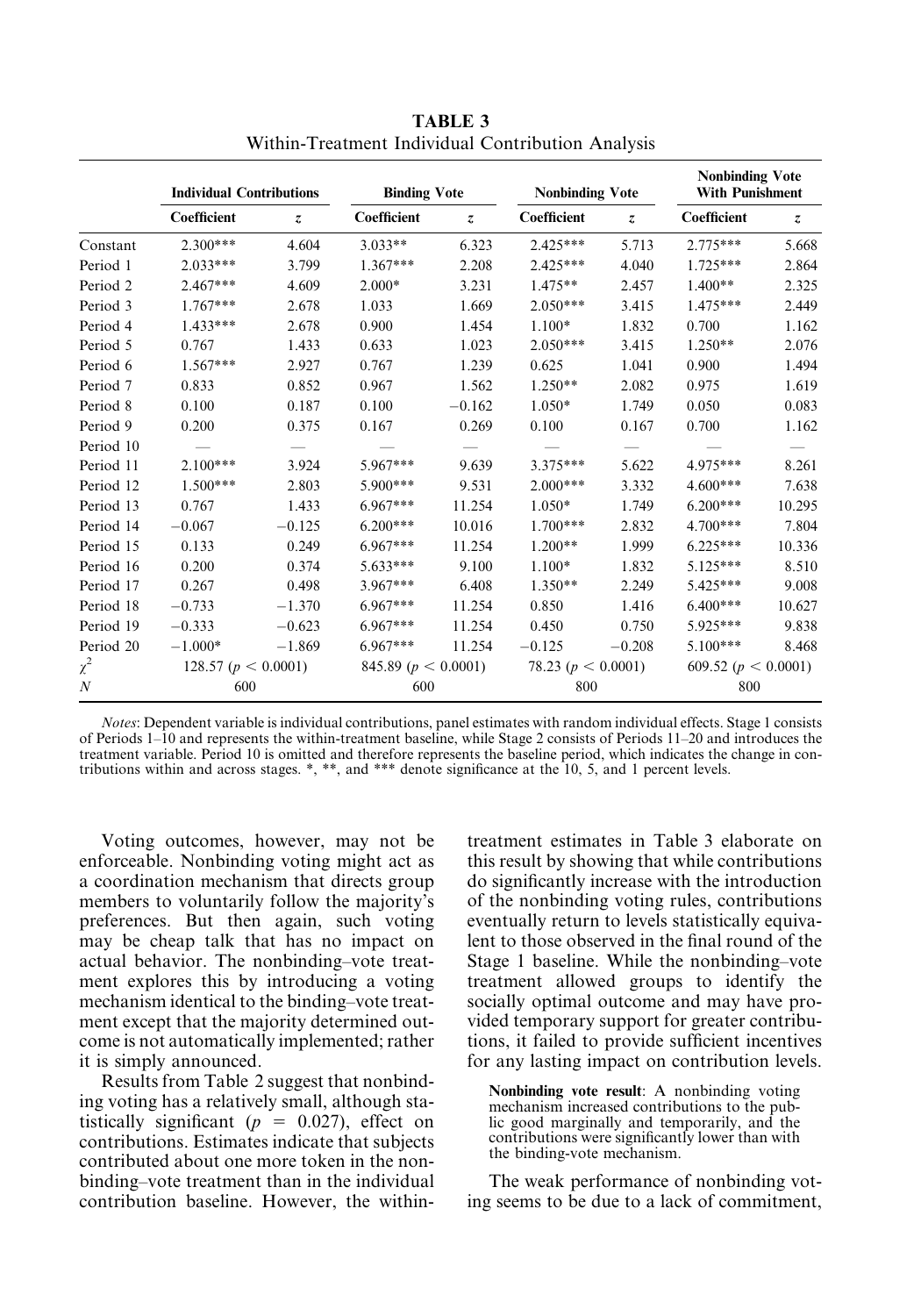**TABLE 3**
Within-Treatment Individual Contribution Analysis

| | Individual Contributions | | Binding Vote | | Nonbinding Vote | | Nonbinding Vote With Punishment | |
|---|---|---|---|---|---|---|---|---|
| | Coefficient | $z$ | Coefficient | $z$ | Coefficient | $z$ | Coefficient | $z$ |
| Constant | 2.300*** | 4.604 | 3.033** | 6.323 | 2.425*** | 5.713 | 2.775*** | 5.668 |
| Period 1 | 2.033*** | 3.799 | 1.367*** | 2.208 | 2.425*** | 4.040 | 1.725*** | 2.864 |
| Period 2 | 2.467*** | 4.609 | 2.000* | 3.231 | 1.475** | 2.457 | 1.400** | 2.325 |
| Period 3 | 1.767*** | 2.678 | 1.033 | 1.669 | 2.050*** | 3.415 | 1.475*** | 2.449 |
| Period 4 | 1.433*** | 2.678 | 0.900 | 1.454 | 1.100* | 1.832 | 0.700 | 1.162 |
| Period 5 | 0.767 | 1.433 | 0.633 | 1.023 | 2.050*** | 3.415 | 1.250** | 2.076 |
| Period 6 | 1.567*** | 2.927 | 0.767 | 1.239 | 0.625 | 1.041 | 0.900 | 1.494 |
| Period 7 | 0.833 | 0.852 | 0.967 | 1.562 | 1.250** | 2.082 | 0.975 | 1.619 |
| Period 8 | 0.100 | 0.187 | 0.100 | −0.162 | 1.050* | 1.749 | 0.050 | 0.083 |
| Period 9 | 0.200 | 0.375 | 0.167 | 0.269 | 0.100 | 0.167 | 0.700 | 1.162 |
| Period 10 | — | — | — | — | — | — | — | — |
| Period 11 | 2.100*** | 3.924 | 5.967*** | 9.639 | 3.375*** | 5.622 | 4.975*** | 8.261 |
| Period 12 | 1.500*** | 2.803 | 5.900*** | 9.531 | 2.000*** | 3.332 | 4.600*** | 7.638 |
| Period 13 | 0.767 | 1.433 | 6.967*** | 11.254 | 1.050* | 1.749 | 6.200*** | 10.295 |
| Period 14 | −0.067 | −0.125 | 6.200*** | 10.016 | 1.700*** | 2.832 | 4.700*** | 7.804 |
| Period 15 | 0.133 | 0.249 | 6.967*** | 11.254 | 1.200** | 1.999 | 6.225*** | 10.336 |
| Period 16 | 0.200 | 0.374 | 5.633*** | 9.100 | 1.100* | 1.832 | 5.125*** | 8.510 |
| Period 17 | 0.267 | 0.498 | 3.967*** | 6.408 | 1.350** | 2.249 | 5.425*** | 9.008 |
| Period 18 | −0.733 | −1.370 | 6.967*** | 11.254 | 0.850 | 1.416 | 6.400*** | 10.627 |
| Period 19 | −0.333 | −0.623 | 6.967*** | 11.254 | 0.450 | 0.750 | 5.925*** | 9.838 |
| Period 20 | −1.000* | −1.869 | 6.967*** | 11.254 | −0.125 | −0.208 | 5.100*** | 8.468 |
| $\chi^2$ | 128.57 ($p < 0.0001$) | | 845.89 ($p < 0.0001$) | | 78.23 ($p < 0.0001$) | | 609.52 ($p < 0.0001$) | |
| $N$ | 600 | | 600 | | 800 | | 800 | |

*Notes*: Dependent variable is individual contributions, panel estimates with random individual effects. Stage 1 consists of Periods 1–10 and represents the within-treatment baseline, while Stage 2 consists of Periods 11–20 and introduces the treatment variable. Period 10 is omitted and therefore represents the baseline period, which indicates the change in contributions within and across stages. *, **, and *** denote significance at the 10, 5, and 1 percent levels.

Voting outcomes, however, may not be enforceable. Nonbinding voting might act as a coordination mechanism that directs group members to voluntarily follow the majority's preferences. But then again, such voting may be cheap talk that has no impact on actual behavior. The nonbinding–vote treatment explores this by introducing a voting mechanism identical to the binding–vote treatment except that the majority determined outcome is not automatically implemented; rather it is simply announced.

Results from Table 2 suggest that nonbinding voting has a relatively small, although statistically significant ($p = 0.027$), effect on contributions. Estimates indicate that subjects contributed about one more token in the nonbinding–vote treatment than in the individual contribution baseline. However, the within-treatment estimates in Table 3 elaborate on this result by showing that while contributions do significantly increase with the introduction of the nonbinding voting rules, contributions eventually return to levels statistically equivalent to those observed in the final round of the Stage 1 baseline. While the nonbinding–vote treatment allowed groups to identify the socially optimal outcome and may have provided temporary support for greater contributions, it failed to provide sufficient incentives for any lasting impact on contribution levels.

**Nonbinding vote result**: A nonbinding voting mechanism increased contributions to the public good marginally and temporarily, and the contributions were significantly lower than with the binding-vote mechanism.

The weak performance of nonbinding voting seems to be due to a lack of commitment,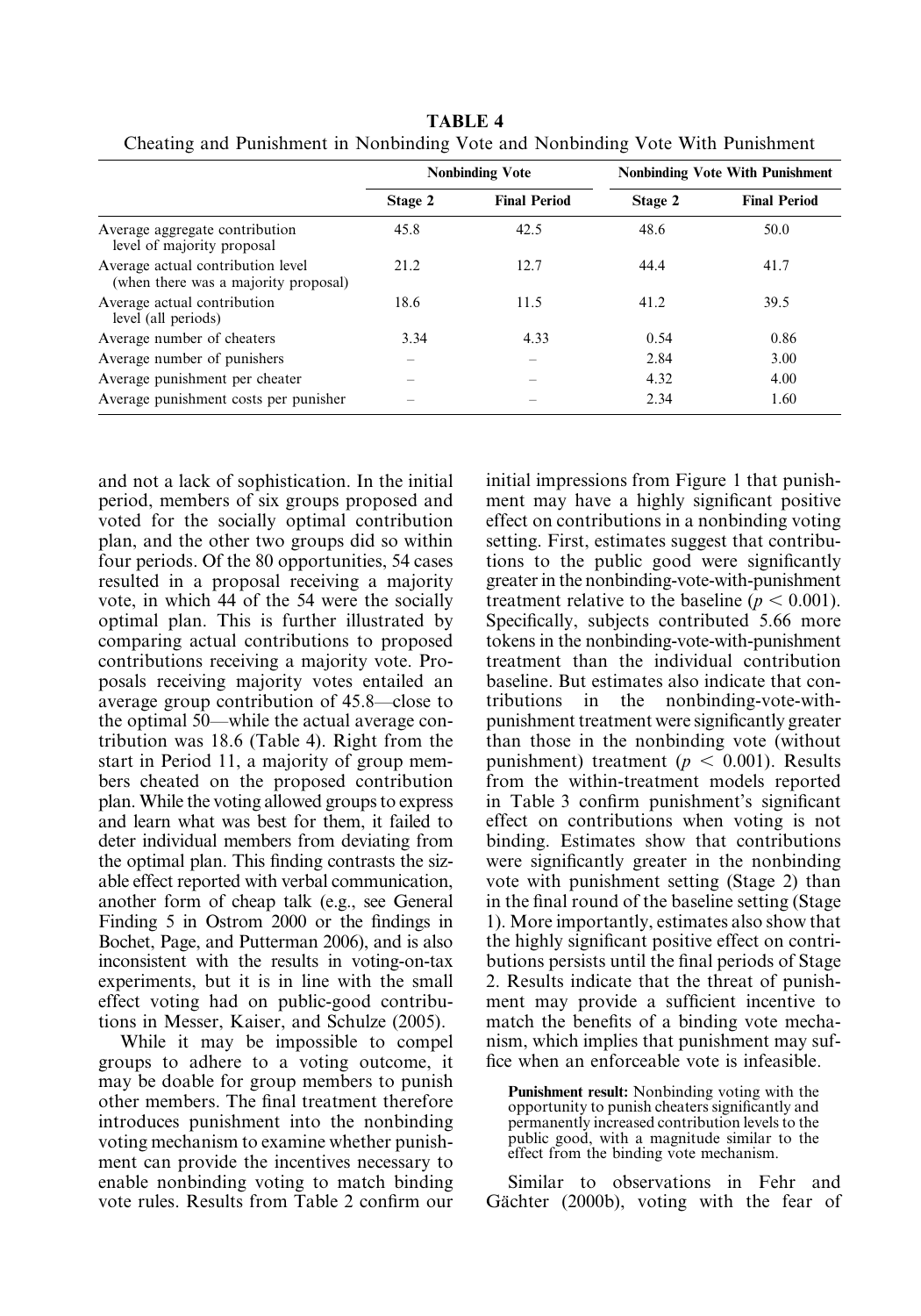**TABLE 4**
Cheating and Punishment in Nonbinding Vote and Nonbinding Vote With Punishment

| | Nonbinding Vote | | Nonbinding Vote With Punishment | |
|---|---|---|---|---|
| | Stage 2 | Final Period | Stage 2 | Final Period |
| Average aggregate contribution level of majority proposal | 45.8 | 42.5 | 48.6 | 50.0 |
| Average actual contribution level (when there was a majority proposal) | 21.2 | 12.7 | 44.4 | 41.7 |
| Average actual contribution level (all periods) | 18.6 | 11.5 | 41.2 | 39.5 |
| Average number of cheaters | 3.34 | 4.33 | 0.54 | 0.86 |
| Average number of punishers | – | – | 2.84 | 3.00 |
| Average punishment per cheater | – | – | 4.32 | 4.00 |
| Average punishment costs per punisher | – | – | 2.34 | 1.60 |

and not a lack of sophistication. In the initial period, members of six groups proposed and voted for the socially optimal contribution plan, and the other two groups did so within four periods. Of the 80 opportunities, 54 cases resulted in a proposal receiving a majority vote, in which 44 of the 54 were the socially optimal plan. This is further illustrated by comparing actual contributions to proposed contributions receiving a majority vote. Proposals receiving majority votes entailed an average group contribution of 45.8—close to the optimal 50—while the actual average contribution was 18.6 (Table 4). Right from the start in Period 11, a majority of group members cheated on the proposed contribution plan. While the voting allowed groups to express and learn what was best for them, it failed to deter individual members from deviating from the optimal plan. This finding contrasts the sizable effect reported with verbal communication, another form of cheap talk (e.g., see General Finding 5 in Ostrom 2000 or the findings in Bochet, Page, and Putterman 2006), and is also inconsistent with the results in voting-on-tax experiments, but it is in line with the small effect voting had on public-good contributions in Messer, Kaiser, and Schulze (2005).

While it may be impossible to compel groups to adhere to a voting outcome, it may be doable for group members to punish other members. The final treatment therefore introduces punishment into the nonbinding voting mechanism to examine whether punishment can provide the incentives necessary to enable nonbinding voting to match binding vote rules. Results from Table 2 confirm our initial impressions from Figure 1 that punishment may have a highly significant positive effect on contributions in a nonbinding voting setting. First, estimates suggest that contributions to the public good were significantly greater in the nonbinding-vote-with-punishment treatment relative to the baseline ($p < 0.001$). Specifically, subjects contributed 5.66 more tokens in the nonbinding-vote-with-punishment treatment than the individual contribution baseline. But estimates also indicate that contributions in the nonbinding-vote-with-punishment treatment were significantly greater than those in the nonbinding vote (without punishment) treatment ($p < 0.001$). Results from the within-treatment models reported in Table 3 confirm punishment's significant effect on contributions when voting is not binding. Estimates show that contributions were significantly greater in the nonbinding vote with punishment setting (Stage 2) than in the final round of the baseline setting (Stage 1). More importantly, estimates also show that the highly significant positive effect on contributions persists until the final periods of Stage 2. Results indicate that the threat of punishment may provide a sufficient incentive to match the benefits of a binding vote mechanism, which implies that punishment may suffice when an enforceable vote is infeasible.

**Punishment result:** Nonbinding voting with the opportunity to punish cheaters significantly and permanently increased contribution levels to the public good, with a magnitude similar to the effect from the binding vote mechanism.

Similar to observations in Fehr and Gächter (2000b), voting with the fear of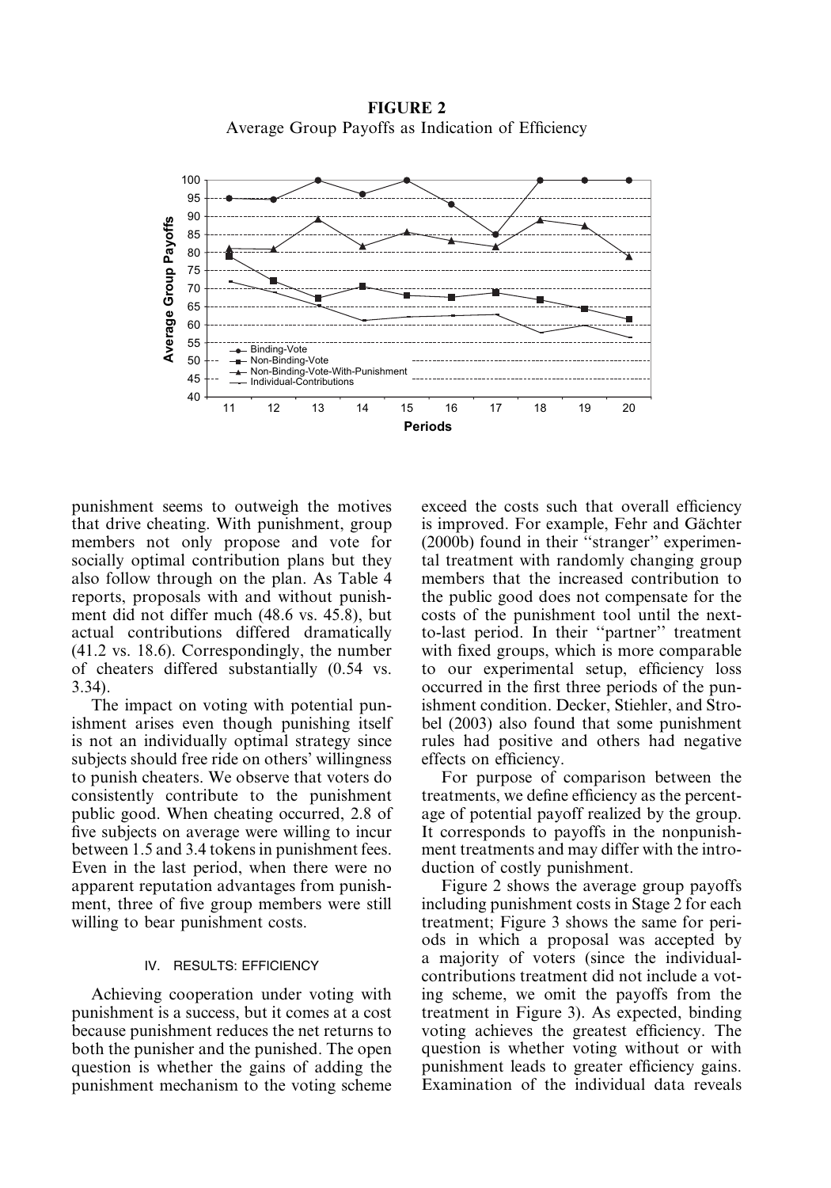**FIGURE 2**
Average Group Payoffs as Indication of Efficiency

punishment seems to outweigh the motives that drive cheating. With punishment, group members not only propose and vote for socially optimal contribution plans but they also follow through on the plan. As Table 4 reports, proposals with and without punishment did not differ much (48.6 vs. 45.8), but actual contributions differed dramatically (41.2 vs. 18.6). Correspondingly, the number of cheaters differed substantially (0.54 vs. 3.34).

The impact on voting with potential punishment arises even though punishing itself is not an individually optimal strategy since subjects should free ride on others' willingness to punish cheaters. We observe that voters do consistently contribute to the punishment public good. When cheating occurred, 2.8 of five subjects on average were willing to incur between 1.5 and 3.4 tokens in punishment fees. Even in the last period, when there were no apparent reputation advantages from punishment, three of five group members were still willing to bear punishment costs.

## IV. RESULTS: EFFICIENCY

Achieving cooperation under voting with punishment is a success, but it comes at a cost because punishment reduces the net returns to both the punisher and the punished. The open question is whether the gains of adding the punishment mechanism to the voting scheme exceed the costs such that overall efficiency is improved. For example, Fehr and Gächter (2000b) found in their ''stranger'' experimental treatment with randomly changing group members that the increased contribution to the public good does not compensate for the costs of the punishment tool until the next-to-last period. In their ''partner'' treatment with fixed groups, which is more comparable to our experimental setup, efficiency loss occurred in the first three periods of the punishment condition. Decker, Stiehler, and Strobel (2003) also found that some punishment rules had positive and others had negative effects on efficiency.

For purpose of comparison between the treatments, we define efficiency as the percentage of potential payoff realized by the group. It corresponds to payoffs in the nonpunishment treatments and may differ with the introduction of costly punishment.

Figure 2 shows the average group payoffs including punishment costs in Stage 2 for each treatment; Figure 3 shows the same for periods in which a proposal was accepted by a majority of voters (since the individual-contributions treatment did not include a voting scheme, we omit the payoffs from the treatment in Figure 3). As expected, binding voting achieves the greatest efficiency. The question is whether voting without or with punishment leads to greater efficiency gains. Examination of the individual data reveals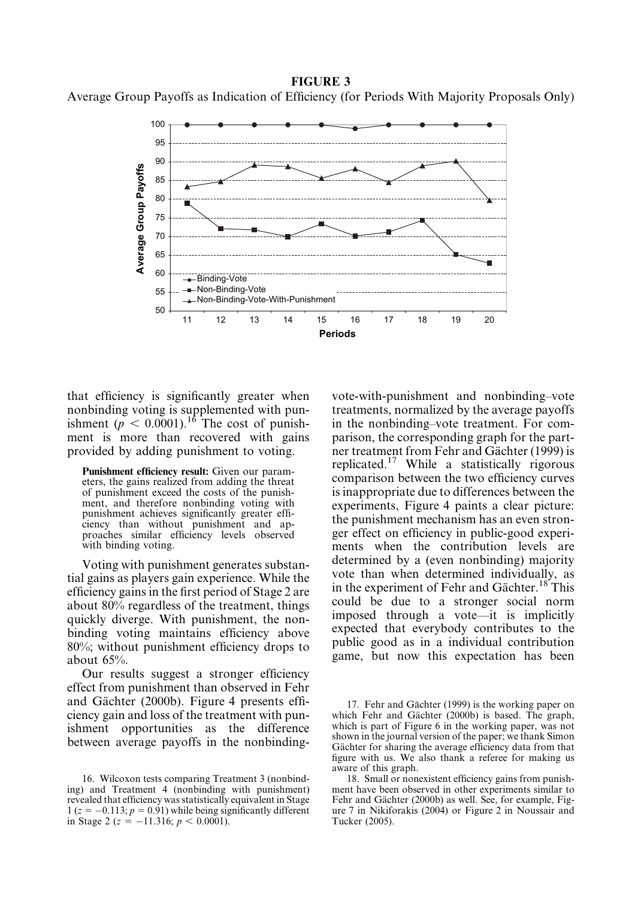**FIGURE 3**

Average Group Payoffs as Indication of Efficiency (for Periods With Majority Proposals Only)

that efficiency is significantly greater when nonbinding voting is supplemented with punishment ($p < 0.0001$).[16] The cost of punishment is more than recovered with gains provided by adding punishment to voting.

> **Punishment efficiency result:** Given our parameters, the gains realized from adding the threat of punishment exceed the costs of the punishment, and therefore nonbinding voting with punishment achieves significantly greater efficiency than without punishment and approaches similar efficiency levels observed with binding voting.

Voting with punishment generates substantial gains as players gain experience. While the efficiency gains in the first period of Stage 2 are about 80% regardless of the treatment, things quickly diverge. With punishment, the nonbinding voting maintains efficiency above 80%; without punishment efficiency drops to about 65%.

Our results suggest a stronger efficiency effect from punishment than observed in Fehr and Gächter (2000b). Figure 4 presents efficiency gain and loss of the treatment with punishment opportunities as the difference between average payoffs in the nonbinding-vote-with-punishment and nonbinding–vote treatments, normalized by the average payoffs in the nonbinding–vote treatment. For comparison, the corresponding graph for the partner treatment from Fehr and Gächter (1999) is replicated.[17] While a statistically rigorous comparison between the two efficiency curves is inappropriate due to differences between the experiments, Figure 4 paints a clear picture: the punishment mechanism has an even stronger effect on efficiency in public-good experiments when the contribution levels are determined by a (even nonbinding) majority vote than when determined individually, as in the experiment of Fehr and Gächter.[18] This could be due to a stronger social norm imposed through a vote—it is implicitly expected that everybody contributes to the public good as in a individual contribution game, but now this expectation has been

16. Wilcoxon tests comparing Treatment 3 (nonbinding) and Treatment 4 (nonbinding with punishment) revealed that efficiency was statistically equivalent in Stage 1 ($z = -0.113$; $p = 0.91$) while being significantly different in Stage 2 ($z = -11.316$; $p < 0.0001$).

17. Fehr and Gächter (1999) is the working paper on which Fehr and Gächter (2000b) is based. The graph, which is part of Figure 6 in the working paper, was not shown in the journal version of the paper; we thank Simon Gächter for sharing the average efficiency data from that figure with us. We also thank a referee for making us aware of this graph.

18. Small or nonexistent efficiency gains from punishment have been observed in other experiments similar to Fehr and Gächter (2000b) as well. See, for example, Figure 7 in Nikiforakis (2004) or Figure 2 in Noussair and Tucker (2005).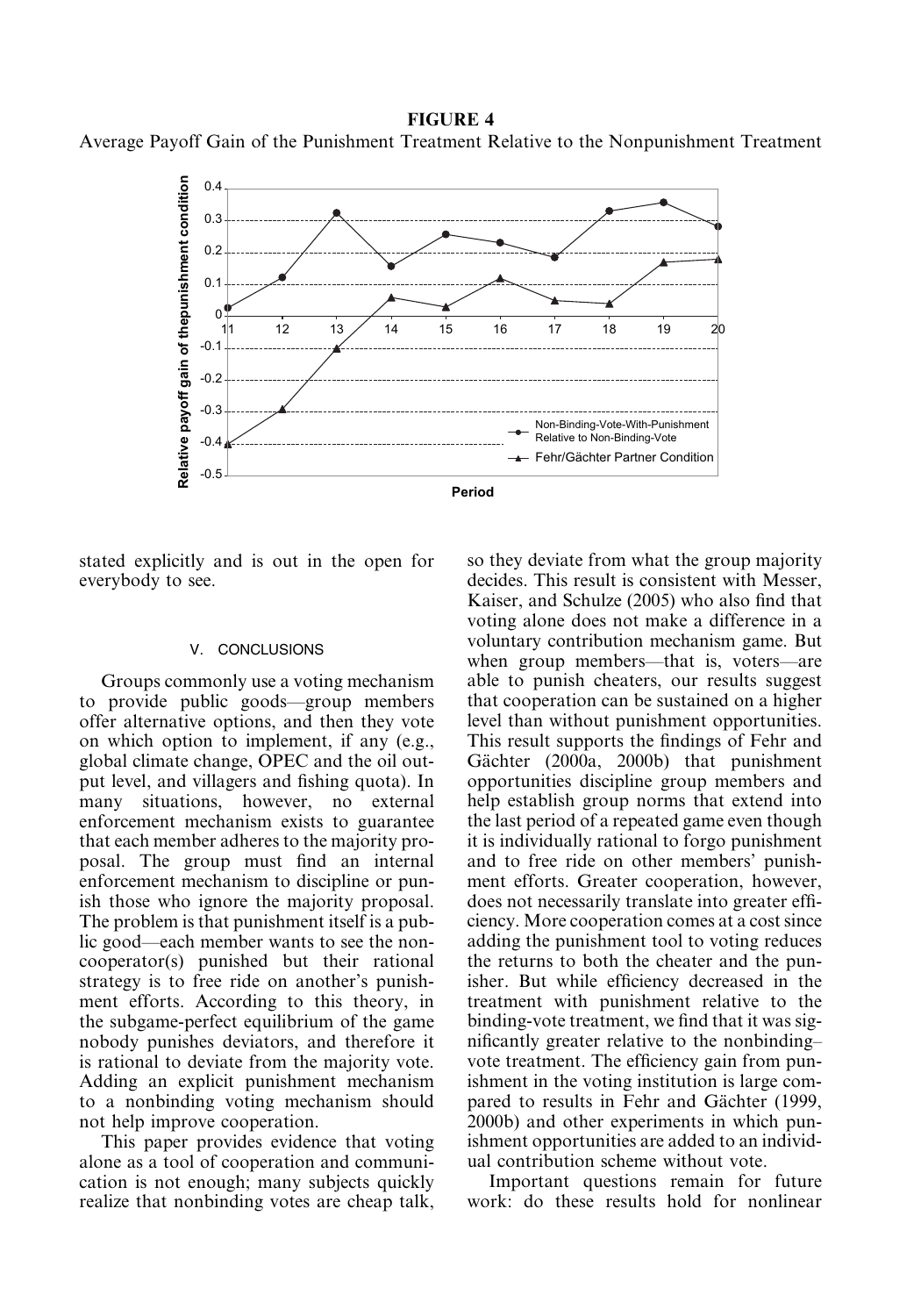**FIGURE 4**

Average Payoff Gain of the Punishment Treatment Relative to the Nonpunishment Treatment

Relative payoff gain of thepunishment condition

0.4
0.3
0.2
0.1
0
-0.1
-0.2
-0.3
-0.4
-0.5

11 12 13 14 15 16 17 18 19 20

Period

Non-Binding-Vote-With-Punishment Relative to Non-Binding-Vote

Fehr/Gächter Partner Condition

stated explicitly and is out in the open for everybody to see.

## V. CONCLUSIONS

Groups commonly use a voting mechanism to provide public goods—group members offer alternative options, and then they vote on which option to implement, if any (e.g., global climate change, OPEC and the oil output level, and villagers and fishing quota). In many situations, however, no external enforcement mechanism exists to guarantee that each member adheres to the majority proposal. The group must find an internal enforcement mechanism to discipline or punish those who ignore the majority proposal. The problem is that punishment itself is a public good—each member wants to see the noncooperator(s) punished but their rational strategy is to free ride on another's punishment efforts. According to this theory, in the subgame-perfect equilibrium of the game nobody punishes deviators, and therefore it is rational to deviate from the majority vote. Adding an explicit punishment mechanism to a nonbinding voting mechanism should not help improve cooperation.

This paper provides evidence that voting alone as a tool of cooperation and communication is not enough; many subjects quickly realize that nonbinding votes are cheap talk, so they deviate from what the group majority decides. This result is consistent with Messer, Kaiser, and Schulze (2005) who also find that voting alone does not make a difference in a voluntary contribution mechanism game. But when group members—that is, voters—are able to punish cheaters, our results suggest that cooperation can be sustained on a higher level than without punishment opportunities. This result supports the findings of Fehr and Gächter (2000a, 2000b) that punishment opportunities discipline group members and help establish group norms that extend into the last period of a repeated game even though it is individually rational to forgo punishment and to free ride on other members' punishment efforts. Greater cooperation, however, does not necessarily translate into greater efficiency. More cooperation comes at a cost since adding the punishment tool to voting reduces the returns to both the cheater and the punisher. But while efficiency decreased in the treatment with punishment relative to the binding-vote treatment, we find that it was significantly greater relative to the nonbinding–vote treatment. The efficiency gain from punishment in the voting institution is large compared to results in Fehr and Gächter (1999, 2000b) and other experiments in which punishment opportunities are added to an individual contribution scheme without vote.

Important questions remain for future work: do these results hold for nonlinear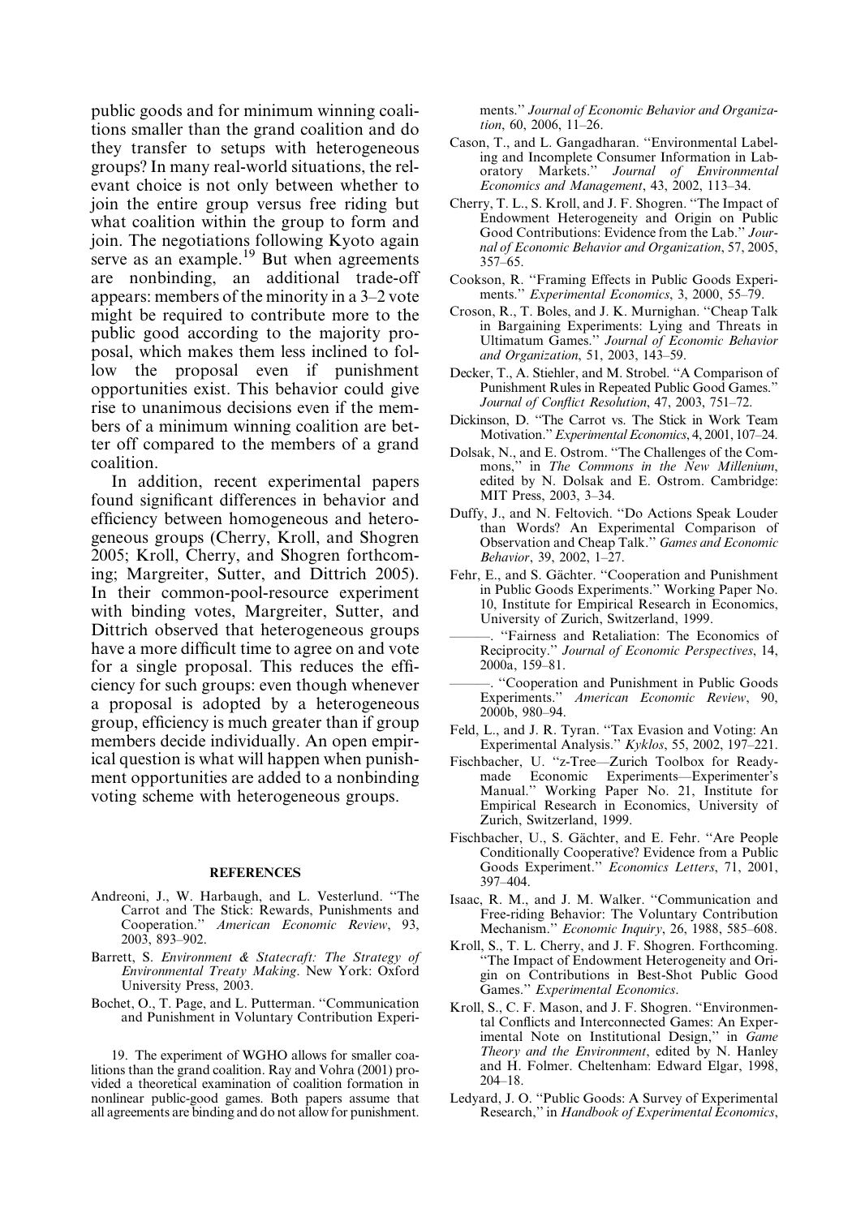public goods and for minimum winning coalitions smaller than the grand coalition and do they transfer to setups with heterogeneous groups? In many real-world situations, the relevant choice is not only between whether to join the entire group versus free riding but what coalition within the group to form and join. The negotiations following Kyoto again serve as an example.[19] But when agreements are nonbinding, an additional trade-off appears: members of the minority in a 3–2 vote might be required to contribute more to the public good according to the majority proposal, which makes them less inclined to follow the proposal even if punishment opportunities exist. This behavior could give rise to unanimous decisions even if the members of a minimum winning coalition are better off compared to the members of a grand coalition.

In addition, recent experimental papers found significant differences in behavior and efficiency between homogeneous and heterogeneous groups (Cherry, Kroll, and Shogren 2005; Kroll, Cherry, and Shogren forthcoming; Margreiter, Sutter, and Dittrich 2005). In their common-pool-resource experiment with binding votes, Margreiter, Sutter, and Dittrich observed that heterogeneous groups have a more difficult time to agree on and vote for a single proposal. This reduces the efficiency for such groups: even though whenever a proposal is adopted by a heterogeneous group, efficiency is much greater than if group members decide individually. An open empirical question is what will happen when punishment opportunities are added to a nonbinding voting scheme with heterogeneous groups.

19. The experiment of WGHO allows for smaller coalitions than the grand coalition. Ray and Vohra (2001) provided a theoretical examination of coalition formation in nonlinear public-good games. Both papers assume that all agreements are binding and do not allow for punishment.

## REFERENCES

Andreoni, J., W. Harbaugh, and L. Vesterlund. "The Carrot and The Stick: Rewards, Punishments and Cooperation." *American Economic Review*, 93, 2003, 893–902.

Barrett, S. *Environment & Statecraft: The Strategy of Environmental Treaty Making*. New York: Oxford University Press, 2003.

Bochet, O., T. Page, and L. Putterman. "Communication and Punishment in Voluntary Contribution Experiments." *Journal of Economic Behavior and Organization*, 60, 2006, 11–26.

Cason, T., and L. Gangadharan. "Environmental Labeling and Incomplete Consumer Information in Laboratory Markets." *Journal of Environmental Economics and Management*, 43, 2002, 113–34.

Cherry, T. L., S. Kroll, and J. F. Shogren. "The Impact of Endowment Heterogeneity and Origin on Public Good Contributions: Evidence from the Lab." *Journal of Economic Behavior and Organization*, 57, 2005, 357–65.

Cookson, R. "Framing Effects in Public Goods Experiments." *Experimental Economics*, 3, 2000, 55–79.

Croson, R., T. Boles, and J. K. Murnighan. "Cheap Talk in Bargaining Experiments: Lying and Threats in Ultimatum Games." *Journal of Economic Behavior and Organization*, 51, 2003, 143–59.

Decker, T., A. Stiehler, and M. Strobel. "A Comparison of Punishment Rules in Repeated Public Good Games." *Journal of Conflict Resolution*, 47, 2003, 751–72.

Dickinson, D. "The Carrot vs. The Stick in Work Team Motivation." *Experimental Economics*, 4, 2001, 107–24.

Dolsak, N., and E. Ostrom. "The Challenges of the Commons," in *The Commons in the New Millenium*, edited by N. Dolsak and E. Ostrom. Cambridge: MIT Press, 2003, 3–34.

Duffy, J., and N. Feltovich. "Do Actions Speak Louder than Words? An Experimental Comparison of Observation and Cheap Talk." *Games and Economic Behavior*, 39, 2002, 1–27.

Fehr, E., and S. Gächter. "Cooperation and Punishment in Public Goods Experiments." Working Paper No. 10, Institute for Empirical Research in Economics, University of Zurich, Switzerland, 1999.

———. "Fairness and Retaliation: The Economics of Reciprocity." *Journal of Economic Perspectives*, 14, 2000a, 159–81.

———. "Cooperation and Punishment in Public Goods Experiments." *American Economic Review*, 90, 2000b, 980–94.

Feld, L., and J. R. Tyran. "Tax Evasion and Voting: An Experimental Analysis." *Kyklos*, 55, 2002, 197–221.

Fischbacher, U. "z-Tree—Zurich Toolbox for Ready-made Economic Experiments—Experimenter's Manual." Working Paper No. 21, Institute for Empirical Research in Economics, University of Zurich, Switzerland, 1999.

Fischbacher, U., S. Gächter, and E. Fehr. "Are People Conditionally Cooperative? Evidence from a Public Goods Experiment." *Economics Letters*, 71, 2001, 397–404.

Isaac, R. M., and J. M. Walker. "Communication and Free-riding Behavior: The Voluntary Contribution Mechanism." *Economic Inquiry*, 26, 1988, 585–608.

Kroll, S., T. L. Cherry, and J. F. Shogren. Forthcoming. "The Impact of Endowment Heterogeneity and Origin on Contributions in Best-Shot Public Good Games." *Experimental Economics*.

Kroll, S., C. F. Mason, and J. F. Shogren. "Environmental Conflicts and Interconnected Games: An Experimental Note on Institutional Design," in *Game Theory and the Environment*, edited by N. Hanley and H. Folmer. Cheltenham: Edward Elgar, 1998, 204–18.

Ledyard, J. O. "Public Goods: A Survey of Experimental Research," in *Handbook of Experimental Economics*,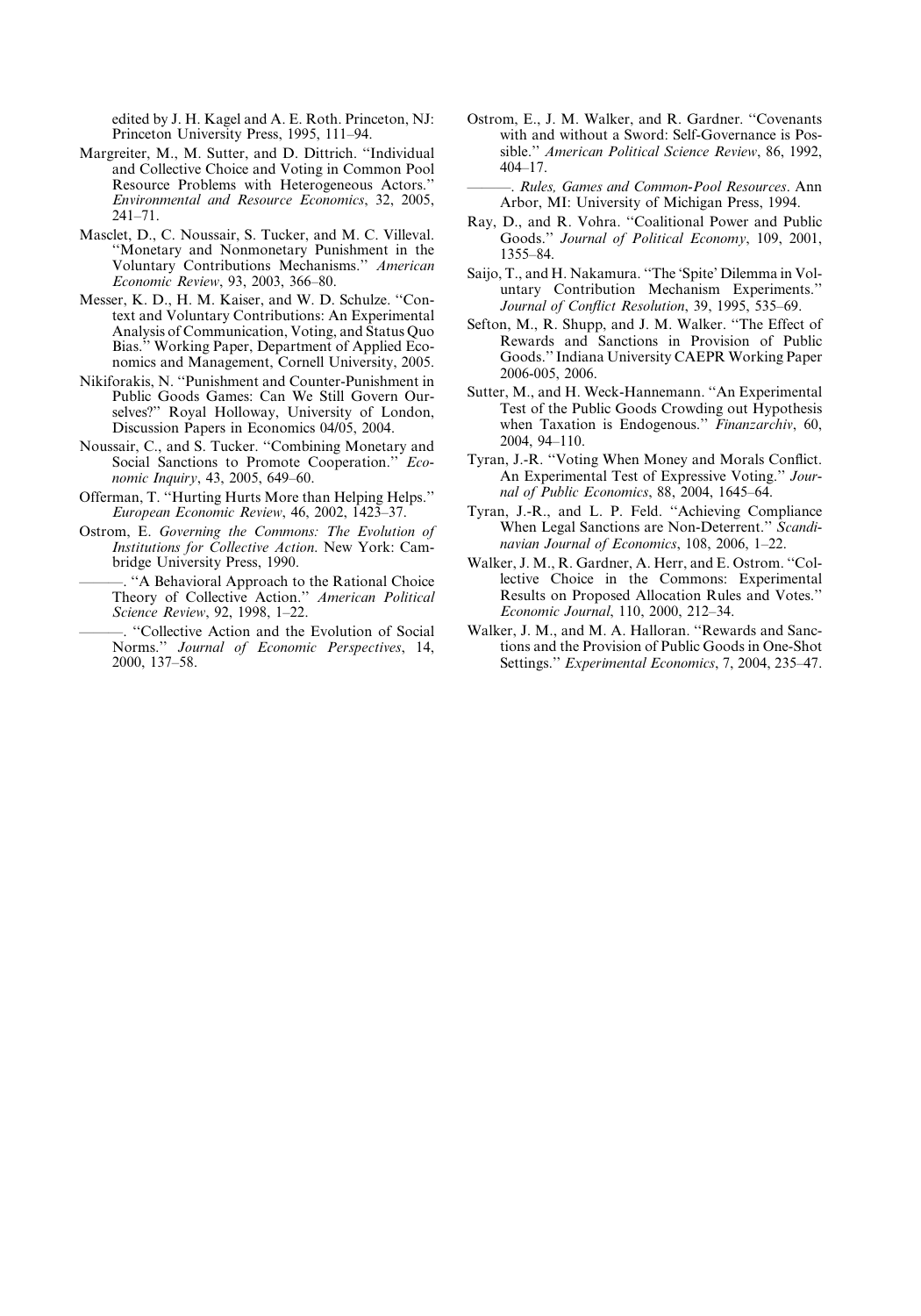edited by J. H. Kagel and A. E. Roth. Princeton, NJ: Princeton University Press, 1995, 111–94.

Margreiter, M., M. Sutter, and D. Dittrich. "Individual and Collective Choice and Voting in Common Pool Resource Problems with Heterogeneous Actors." *Environmental and Resource Economics*, 32, 2005, 241–71.

Masclet, D., C. Noussair, S. Tucker, and M. C. Villeval. "Monetary and Nonmonetary Punishment in the Voluntary Contributions Mechanisms." *American Economic Review*, 93, 2003, 366–80.

Messer, K. D., H. M. Kaiser, and W. D. Schulze. "Context and Voluntary Contributions: An Experimental Analysis of Communication, Voting, and Status Quo Bias." Working Paper, Department of Applied Economics and Management, Cornell University, 2005.

Nikiforakis, N. "Punishment and Counter-Punishment in Public Goods Games: Can We Still Govern Ourselves?" Royal Holloway, University of London, Discussion Papers in Economics 04/05, 2004.

Noussair, C., and S. Tucker. "Combining Monetary and Social Sanctions to Promote Cooperation." *Economic Inquiry*, 43, 2005, 649–60.

Offerman, T. "Hurting Hurts More than Helping Helps." *European Economic Review*, 46, 2002, 1423–37.

Ostrom, E. *Governing the Commons: The Evolution of Institutions for Collective Action*. New York: Cambridge University Press, 1990.

———. "A Behavioral Approach to the Rational Choice Theory of Collective Action." *American Political Science Review*, 92, 1998, 1–22.

———. "Collective Action and the Evolution of Social Norms." *Journal of Economic Perspectives*, 14, 2000, 137–58.

Ostrom, E., J. M. Walker, and R. Gardner. "Covenants with and without a Sword: Self-Governance is Possible." *American Political Science Review*, 86, 1992, 404–17.

———. *Rules, Games and Common-Pool Resources*. Ann Arbor, MI: University of Michigan Press, 1994.

Ray, D., and R. Vohra. "Coalitional Power and Public Goods." *Journal of Political Economy*, 109, 2001, 1355–84.

Saijo, T., and H. Nakamura. "The 'Spite' Dilemma in Voluntary Contribution Mechanism Experiments." *Journal of Conflict Resolution*, 39, 1995, 535–69.

Sefton, M., R. Shupp, and J. M. Walker. "The Effect of Rewards and Sanctions in Provision of Public Goods." Indiana University CAEPR Working Paper 2006-005, 2006.

Sutter, M., and H. Weck-Hannemann. "An Experimental Test of the Public Goods Crowding out Hypothesis when Taxation is Endogenous." *Finanzarchiv*, 60, 2004, 94–110.

Tyran, J.-R. "Voting When Money and Morals Conflict. An Experimental Test of Expressive Voting." *Journal of Public Economics*, 88, 2004, 1645–64.

Tyran, J.-R., and L. P. Feld. "Achieving Compliance When Legal Sanctions are Non-Deterrent." *Scandinavian Journal of Economics*, 108, 2006, 1–22.

Walker, J. M., R. Gardner, A. Herr, and E. Ostrom. "Collective Choice in the Commons: Experimental Results on Proposed Allocation Rules and Votes." *Economic Journal*, 110, 2000, 212–34.

Walker, J. M., and M. A. Halloran. "Rewards and Sanctions and the Provision of Public Goods in One-Shot Settings." *Experimental Economics*, 7, 2004, 235–47.